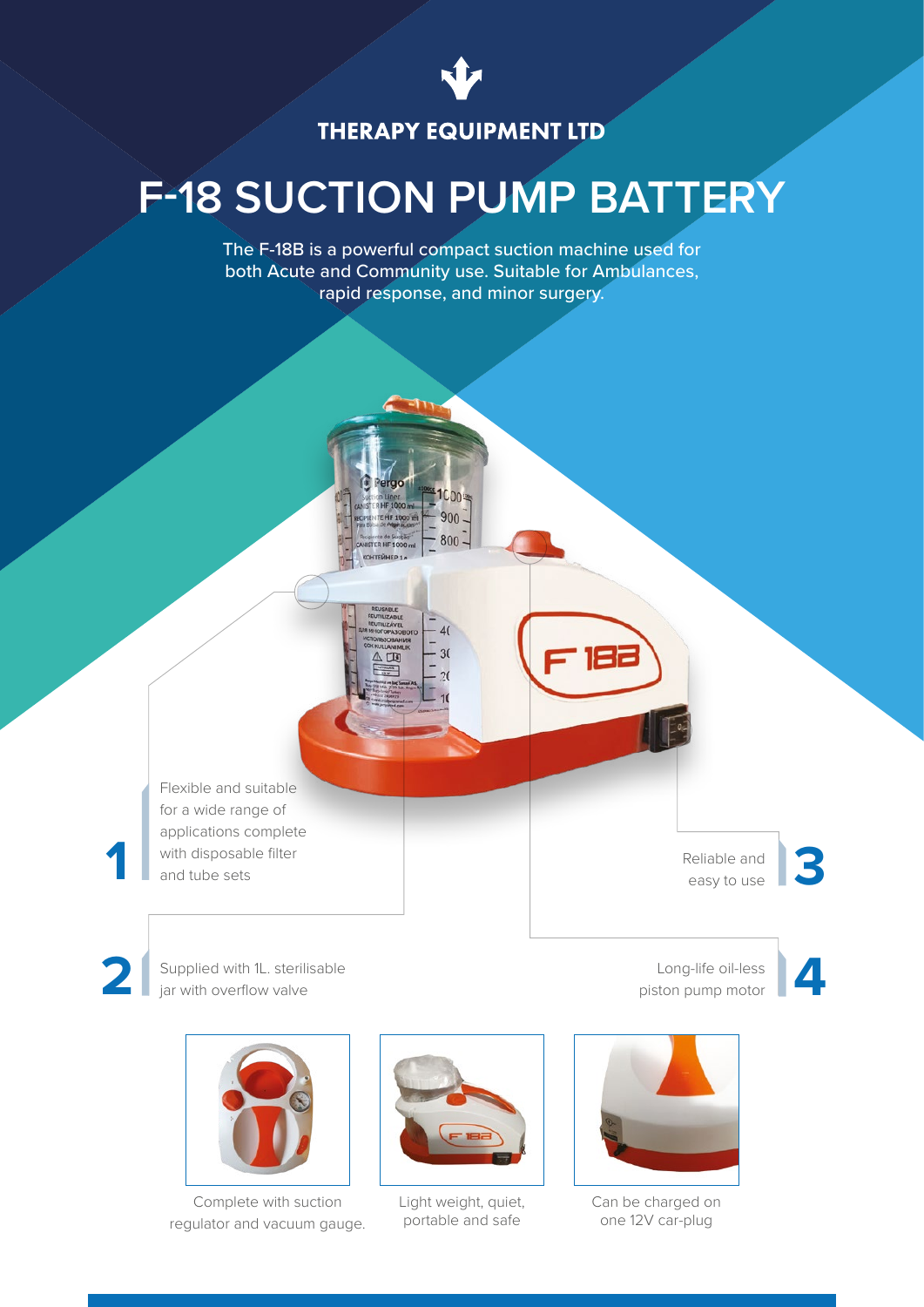THERAPY EQUIPMENT LTD

# F-18 SUCTION PUMP BATTERY

The F-18B is a powerful compact suction machine used for both Acute and Community use. Suitable for Ambulances, rapid response, and minor surgery.

1. Flexible and suitable for a wide range of applications complete with disposable filter and tube sets
2. Supplied with 1L. sterilisable jar with overflow valve
3. Reliable and easy to use
4. Long-life oil-less piston pump motor

Complete with suction regulator and vacuum gauge.

Light weight, quiet, portable and safe

Can be charged on one 12V car-plug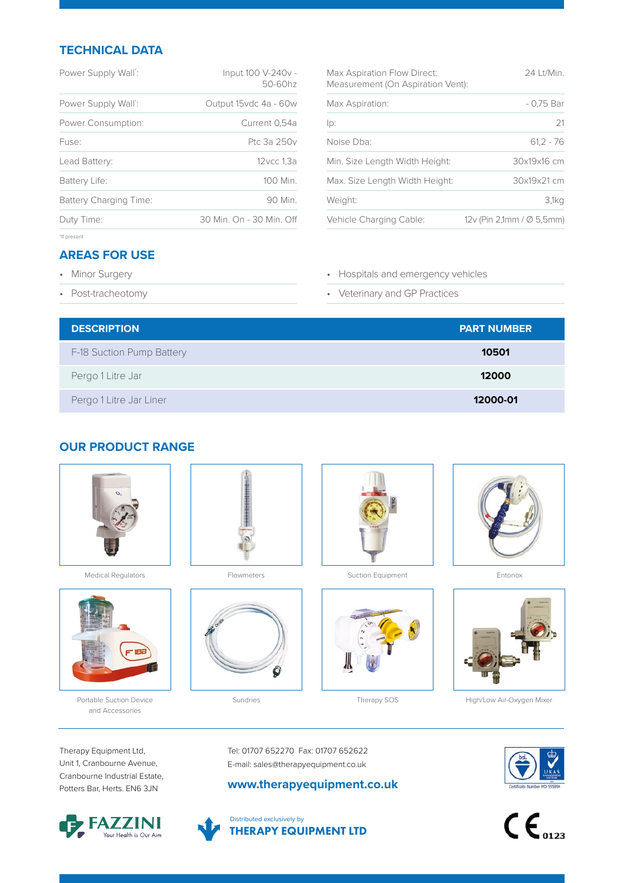## TECHNICAL DATA

| | |
|---|---|
| Power Supply Wall*: | Input 100 V-240v - 50-60hz |
| Power Supply Wall*: | Output 15vdc 4a - 60w |
| Power Consumption: | Current 0,54a |
| Fuse: | Ptc 3a 250v |
| Lead Battery: | 12vcc 1,3a |
| Battery Life: | 100 Min. |
| Battery Charging Time: | 90 Min. |
| Duty Time: | 30 Min. On - 30 Min. Off |

| | |
|---|---|
| Max Aspiration Flow Direct: Measurement (On Aspiration Vent): | 24 Lt/Min. |
| Max Aspiration: | - 0,75 Bar |
| Ip: | 21 |
| Noise Dba: | 61,2 - 76 |
| Min. Size Length Width Height: | 30x19x16 cm |
| Max. Size Length Width Height: | 30x19x21 cm |
| Weight: | 3,1kg |
| Vehicle Charging Cable: | 12v (Pin 2,1mm / Ø 5,5mm) |

*If present

## AREAS FOR USE

- Minor Surgery
- Post-tracheotomy
- Hospitals and emergency vehicles
- Veterinary and GP Practices

| DESCRIPTION | PART NUMBER |
|---|---|
| F-18 Suction Pump Battery | **10501** |
| Pergo 1 Litre Jar | **12000** |
| Pergo 1 Litre Jar Liner | **12000-01** |

## OUR PRODUCT RANGE

Medical Regulators

Flowmeters

Suction Equipment

Entonox

Portable Suction Device and Accessories

Sundries

Therapy SOS

High/Low Air-Oxygen Mixer

Therapy Equipment Ltd,
Unit 1, Cranbourne Avenue,
Cranbourne Industrial Estate,
Potters Bar, Herts. EN6 3JN

Tel: 01707 652270 Fax: 01707 652622
E-mail: sales@therapyequipment.co.uk

**www.therapyequipment.co.uk**

Certificate Number MD 595894

FAZZINI Your Health is Our Aim

Distributed exclusively by
**THERAPY EQUIPMENT LTD**

CE 0123